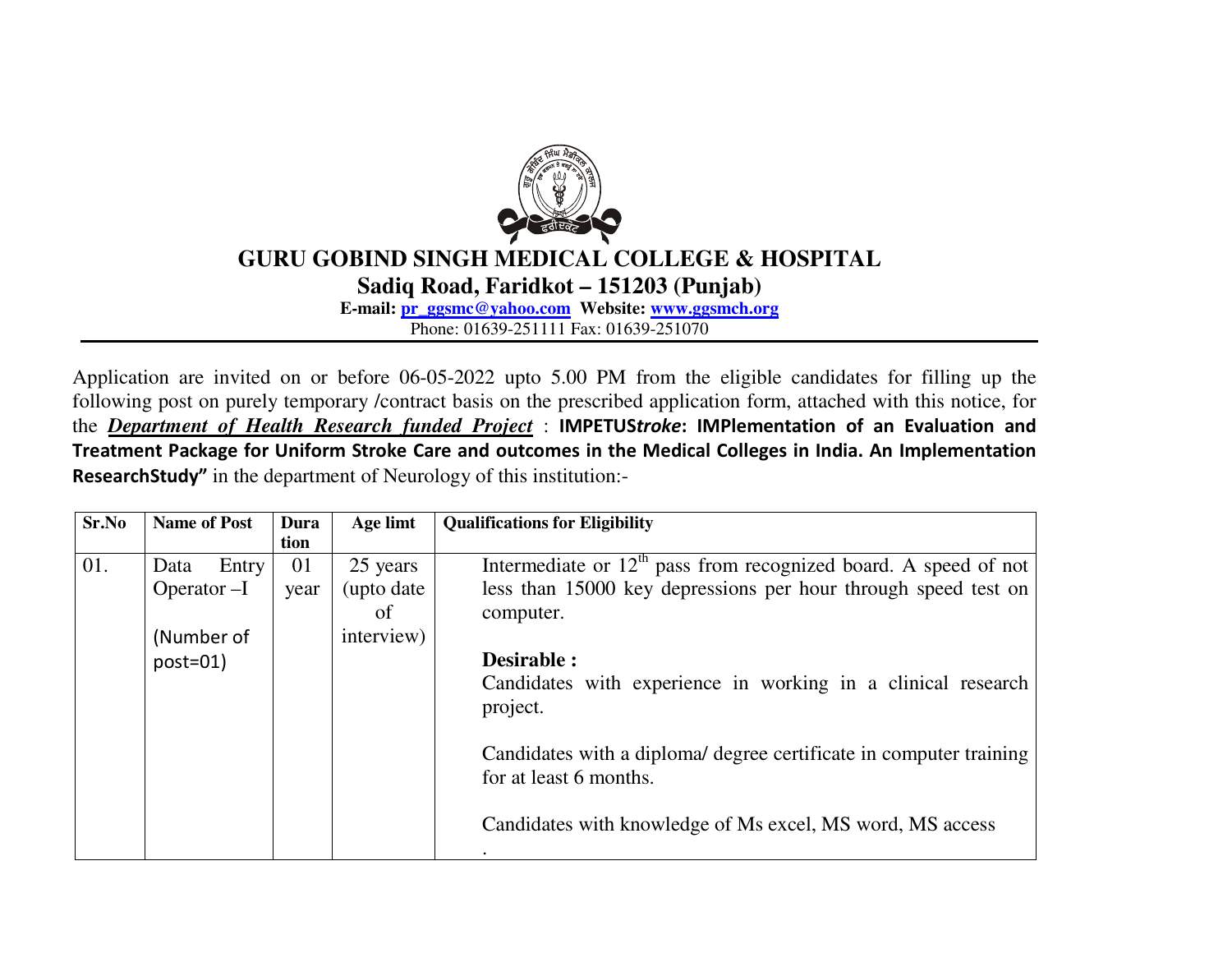# GURU GOBIND SINGH MEDICAL COLLEGE & HOSPITAL

**Sadiq Road, Faridkot – 151203 (Punjab)**

**E-mail: pr_ggsmc@yahoo.com Website: www.ggsmch.org**

Phone: 01639-251111 Fax: 01639-251070

---

Application are invited on or before 06-05-2022 upto 5.00 PM from the eligible candidates for filling up the following post on purely temporary /contract basis on the prescribed application form, attached with this notice, for the ***Department of Health Research funded Project*** : **IMPETUS*stroke*: IMPlementation of an Evaluation and Treatment Package for Uniform Stroke Care and outcomes in the Medical Colleges in India. An Implementation ResearchStudy"** in the department of Neurology of this institution:-

| Sr.No | Name of Post | Duration | Age limt | Qualifications for Eligibility |
|---|---|---|---|---|
| 01. | Data Entry Operator –I<br><br>(Number of post=01) | 01 year | 25 years (upto date of interview) | Intermediate or 12$^{th}$ pass from recognized board. A speed of not less than 15000 key depressions per hour through speed test on computer.<br><br>**Desirable :**<br>Candidates with experience in working in a clinical research project.<br><br>Candidates with a diploma/ degree certificate in computer training for at least 6 months.<br><br>Candidates with knowledge of Ms excel, MS word, MS access<br>. |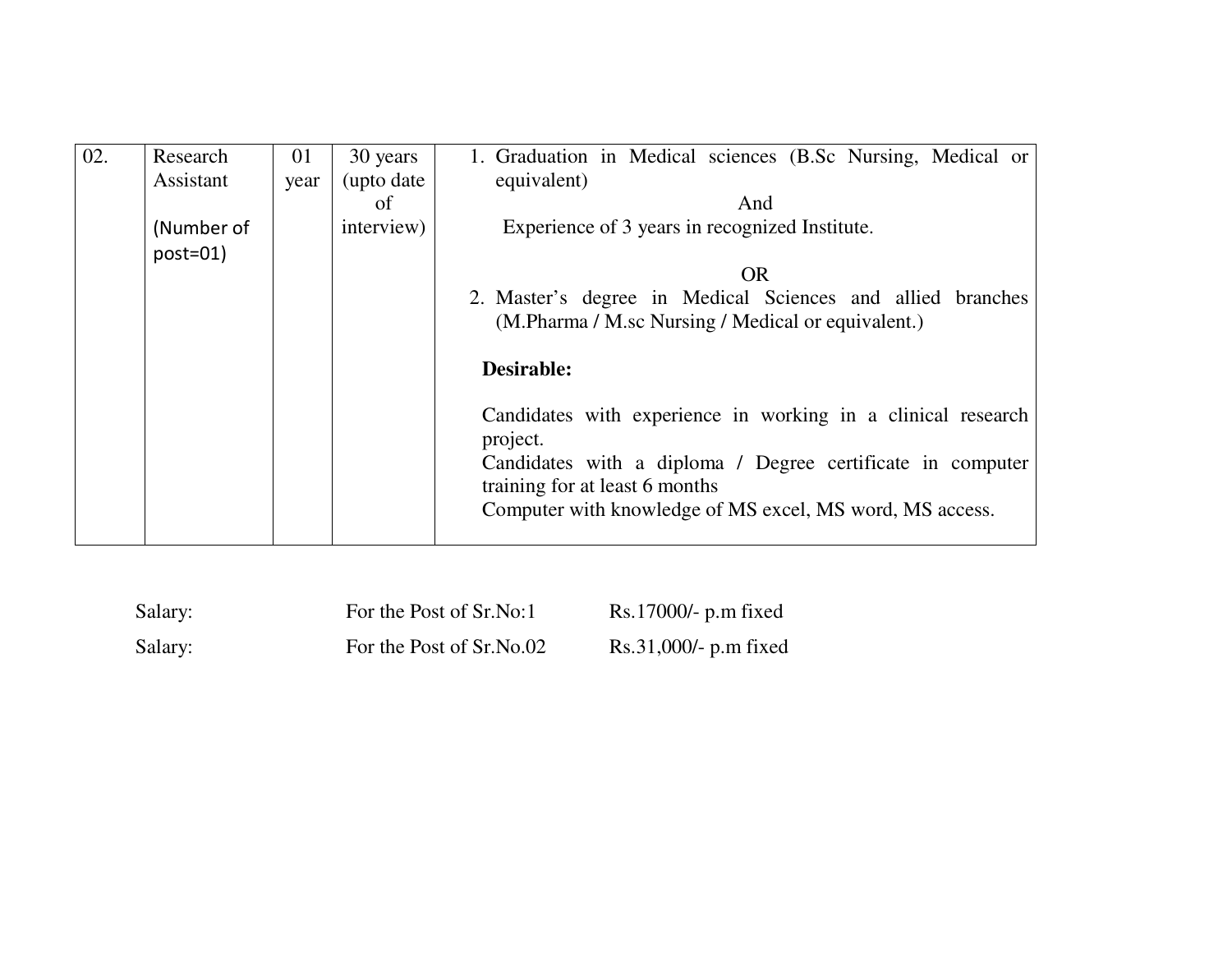| 02. | Research Assistant<br><br>(Number of post=01) | 01 year | 30 years (upto date of interview) | 1. Graduation in Medical sciences (B.Sc Nursing, Medical or equivalent)<br>And<br>Experience of 3 years in recognized Institute.<br>OR<br>2. Master's degree in Medical Sciences and allied branches (M.Pharma / M.sc Nursing / Medical or equivalent.)<br><br>**Desirable:**<br><br>Candidates with experience in working in a clinical research project.<br>Candidates with a diploma / Degree certificate in computer training for at least 6 months<br>Computer with knowledge of MS excel, MS word, MS access. |
|---|---|---|---|---|

Salary: For the Post of Sr.No:1 Rs.17000/- p.m fixed

Salary: For the Post of Sr.No.02 Rs.31,000/- p.m fixed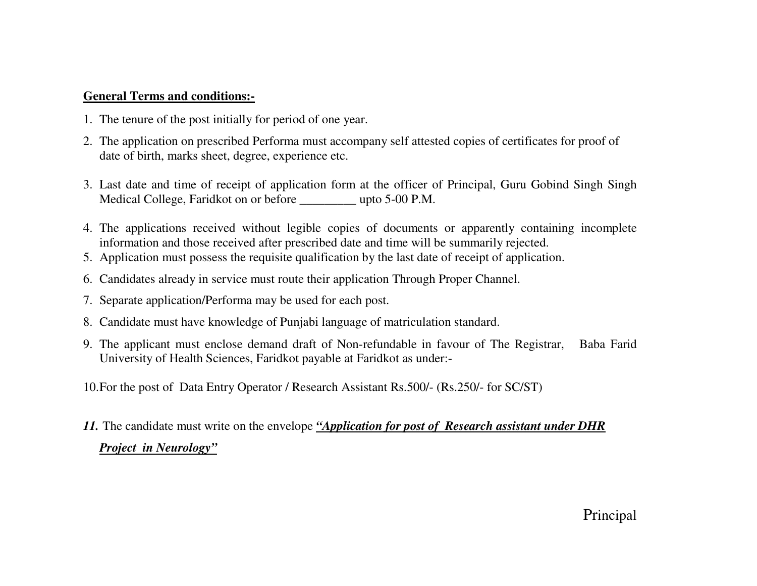**General Terms and conditions:-**

1. The tenure of the post initially for period of one year.
2. The application on prescribed Performa must accompany self attested copies of certificates for proof of date of birth, marks sheet, degree, experience etc.
3. Last date and time of receipt of application form at the officer of Principal, Guru Gobind Singh Singh Medical College, Faridkot on or before _________ upto 5-00 P.M.
4. The applications received without legible copies of documents or apparently containing incomplete information and those received after prescribed date and time will be summarily rejected.
5. Application must possess the requisite qualification by the last date of receipt of application.
6. Candidates already in service must route their application Through Proper Channel.
7. Separate application/Performa may be used for each post.
8. Candidate must have knowledge of Punjabi language of matriculation standard.
9. The applicant must enclose demand draft of Non-refundable in favour of The Registrar, Baba Farid University of Health Sciences, Faridkot payable at Faridkot as under:-
10. For the post of Data Entry Operator / Research Assistant Rs.500/- (Rs.250/- for SC/ST)
11. The candidate must write on the envelope ***"Application for post of Research assistant under DHR Project in Neurology"***

Principal